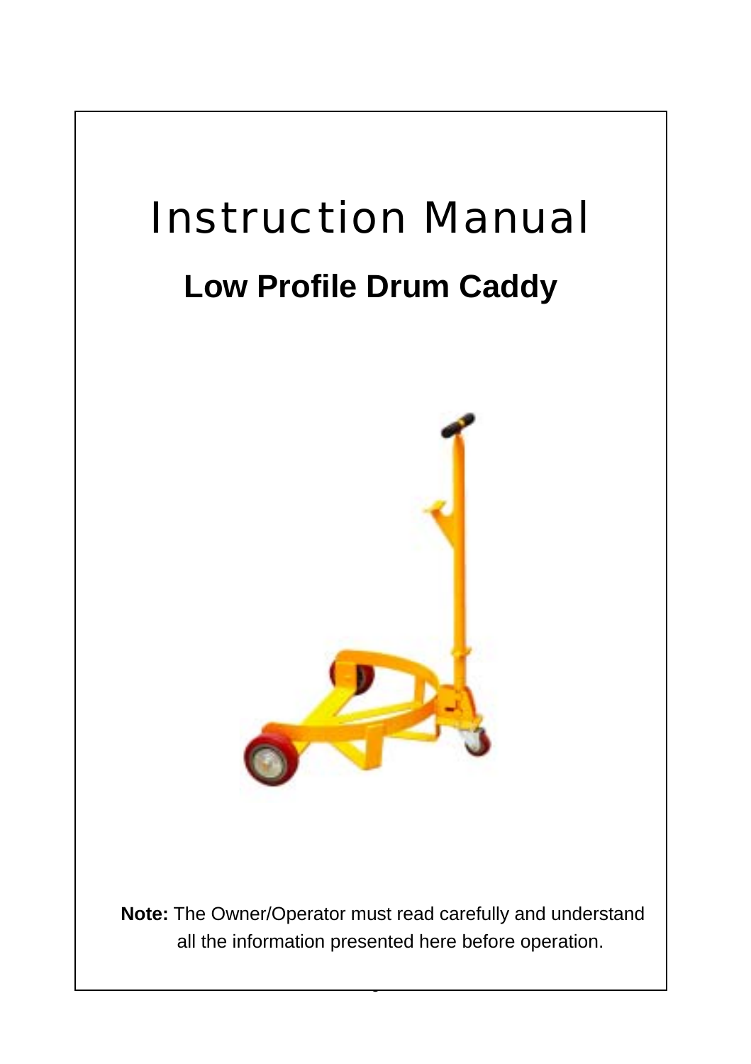# Instruction Manual

## Low Profile Drum Caddy

**Note:** The Owner/Operator must read carefully and understand all the information presented here before operation.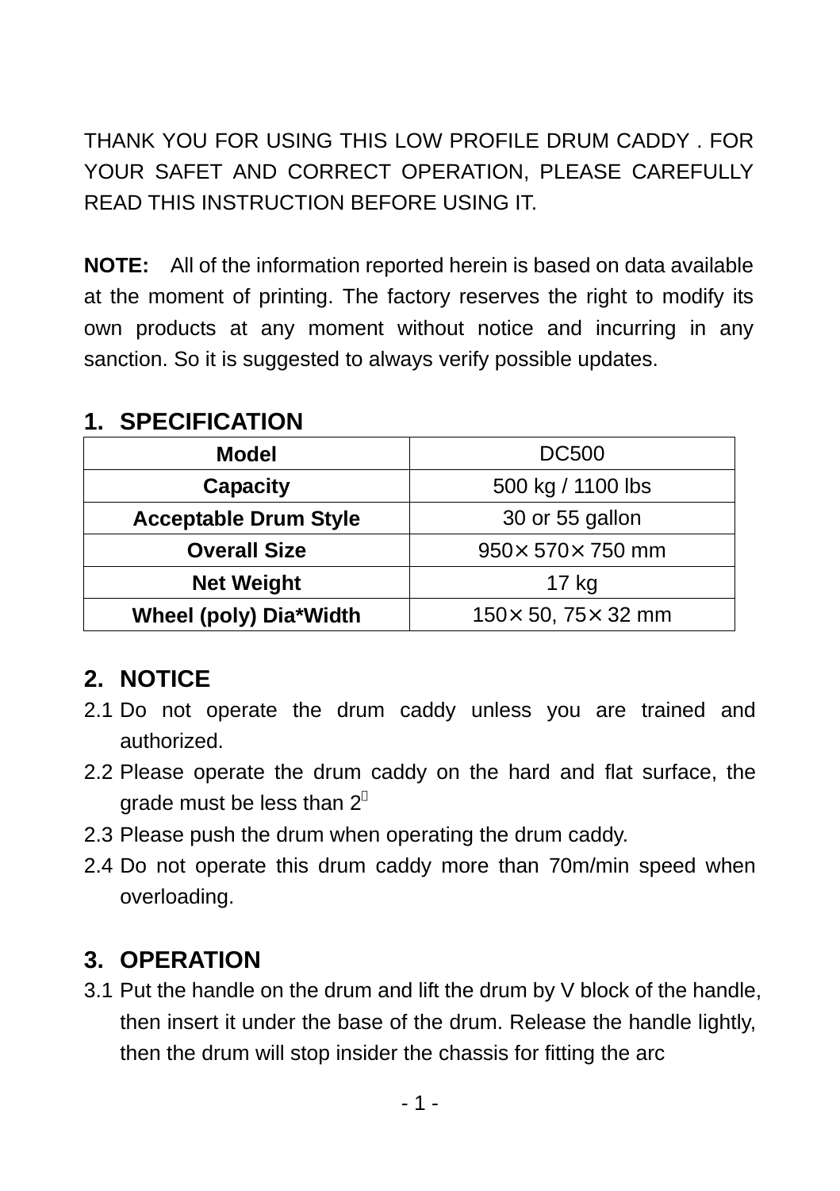THANK YOU FOR USING THIS LOW PROFILE DRUM CADDY . FOR YOUR SAFET AND CORRECT OPERATION, PLEASE CAREFULLY READ THIS INSTRUCTION BEFORE USING IT.

**NOTE:** All of the information reported herein is based on data available at the moment of printing. The factory reserves the right to modify its own products at any moment without notice and incurring in any sanction. So it is suggested to always verify possible updates.

## 1. SPECIFICATION

| **Model** | DC500 |
|---|---|
| **Capacity** | 500 kg / 1100 lbs |
| **Acceptable Drum Style** | 30 or 55 gallon |
| **Overall Size** | 950× 570× 750 mm |
| **Net Weight** | 17 kg |
| **Wheel (poly) Dia*Width** | 150× 50, 75× 32 mm |

## 2. NOTICE

2.1 Do not operate the drum caddy unless you are trained and authorized.

2.2 Please operate the drum caddy on the hard and flat surface, the grade must be less than 2°

2.3 Please push the drum when operating the drum caddy.

2.4 Do not operate this drum caddy more than 70m/min speed when overloading.

## 3. OPERATION

3.1 Put the handle on the drum and lift the drum by V block of the handle, then insert it under the base of the drum. Release the handle lightly, then the drum will stop insider the chassis for fitting the arc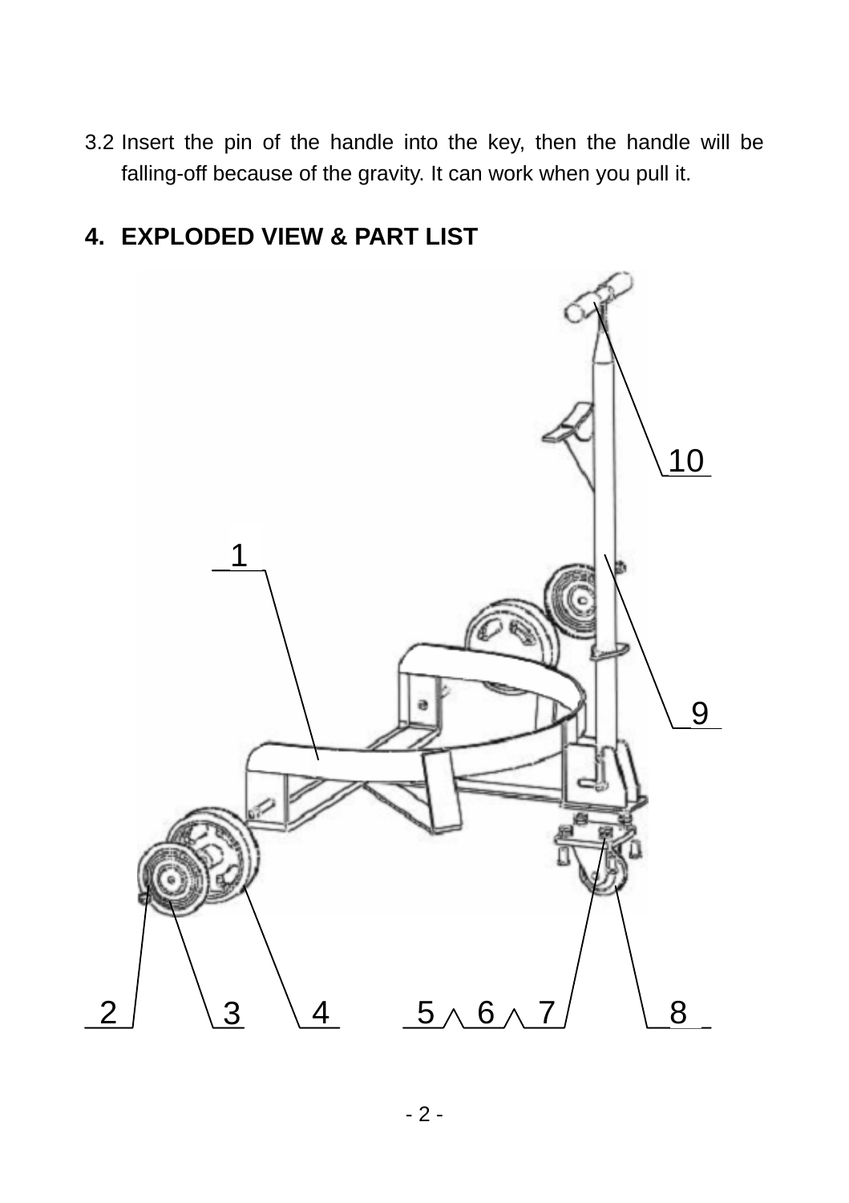3.2 Insert the pin of the handle into the key, then the handle will be falling-off because of the gravity. It can work when you pull it.

## 4. EXPLODED VIEW & PART LIST

10

1

9

2 3 4 5 6 7 8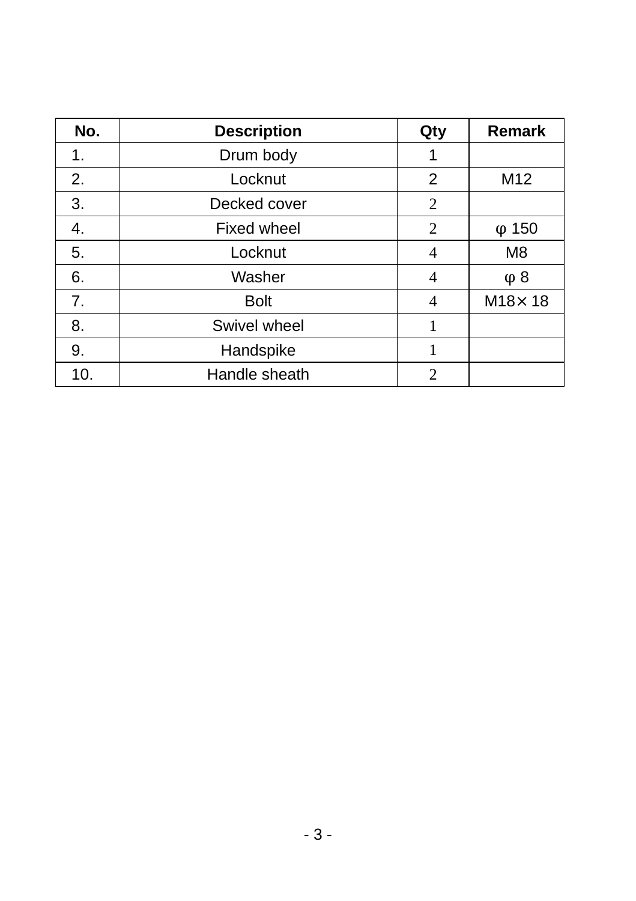| No. | Description | Qty | Remark |
|---|---|---|---|
| 1. | Drum body | 1 | |
| 2. | Locknut | 2 | M12 |
| 3. | Decked cover | 2 | |
| 4. | Fixed wheel | 2 | φ 150 |
| 5. | Locknut | 4 | M8 |
| 6. | Washer | 4 | φ 8 |
| 7. | Bolt | 4 | M18× 18 |
| 8. | Swivel wheel | 1 | |
| 9. | Handspike | 1 | |
| 10. | Handle sheath | 2 | |